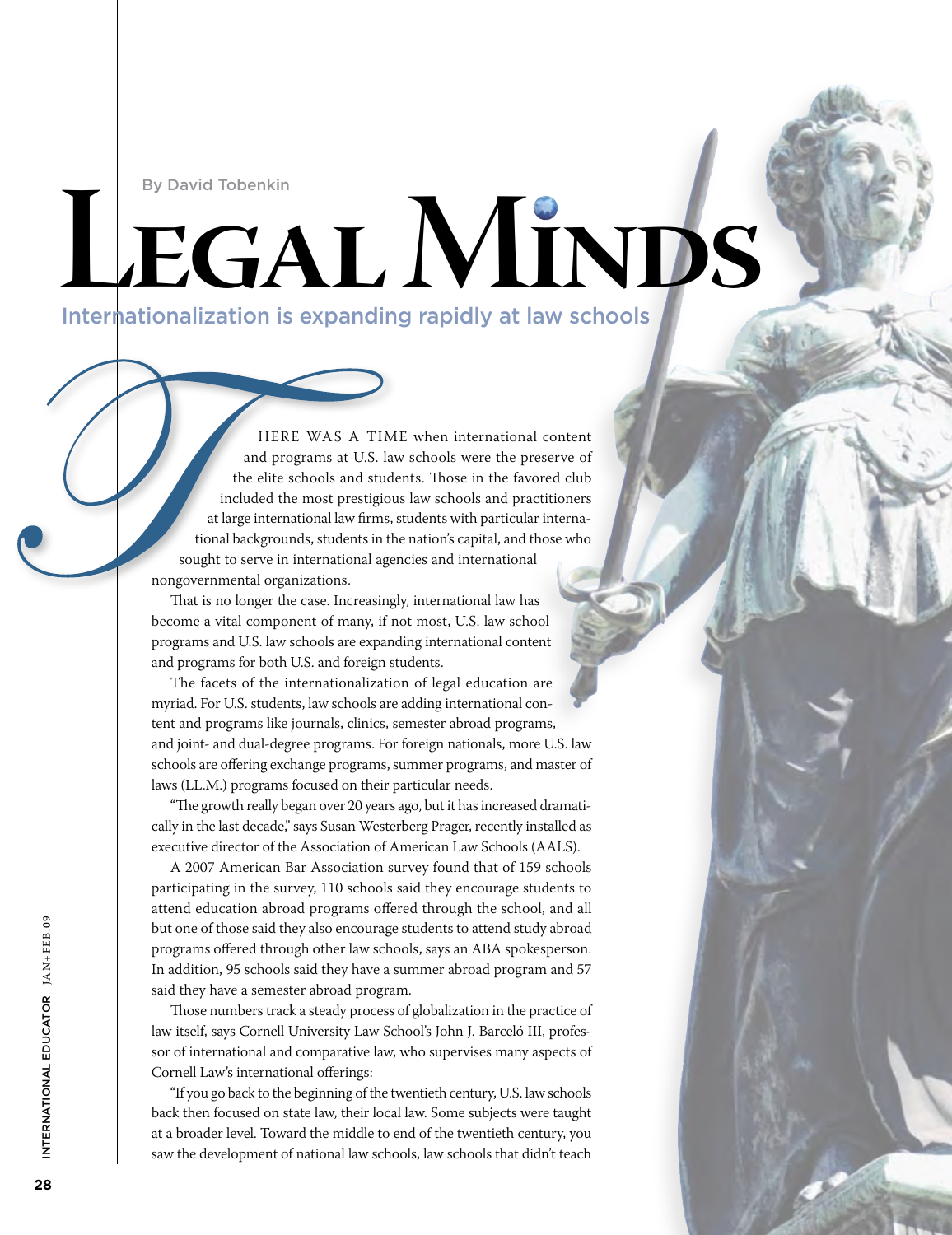By David Tobenkin

# Legal Minds

## Internationalization is expanding rapidly at law schools

There was a time when international content and programs at U.S. law schools were the preserve of the elite schools and students. Those in the favored club included the most prestigious law schools and practitioners at large international law firms, students with particular international backgrounds, students in the nation's capital, and those who sought to serve in international agencies and international nongovernmental organizations.

That is no longer the case. Increasingly, international law has become a vital component of many, if not most, U.S. law school programs and U.S. law schools are expanding international content and programs for both U.S. and foreign students.

The facets of the internationalization of legal education are myriad. For U.S. students, law schools are adding international content and programs like journals, clinics, semester abroad programs, and joint- and dual-degree programs. For foreign nationals, more U.S. law schools are offering exchange programs, summer programs, and master of laws (LL.M.) programs focused on their particular needs.

"The growth really began over 20 years ago, but it has increased dramatically in the last decade," says Susan Westerberg Prager, recently installed as executive director of the Association of American Law Schools (AALS).

A 2007 American Bar Association survey found that of 159 schools participating in the survey, 110 schools said they encourage students to attend education abroad programs offered through the school, and all but one of those said they also encourage students to attend study abroad programs offered through other law schools, says an ABA spokesperson. In addition, 95 schools said they have a summer abroad program and 57 said they have a semester abroad program.

Those numbers track a steady process of globalization in the practice of law itself, says Cornell University Law School's John J. Barceló III, professor of international and comparative law, who supervises many aspects of Cornell Law's international offerings:

"If you go back to the beginning of the twentieth century, U.S. law schools back then focused on state law, their local law. Some subjects were taught at a broader level. Toward the middle to end of the twentieth century, you saw the development of national law schools, law schools that didn't teach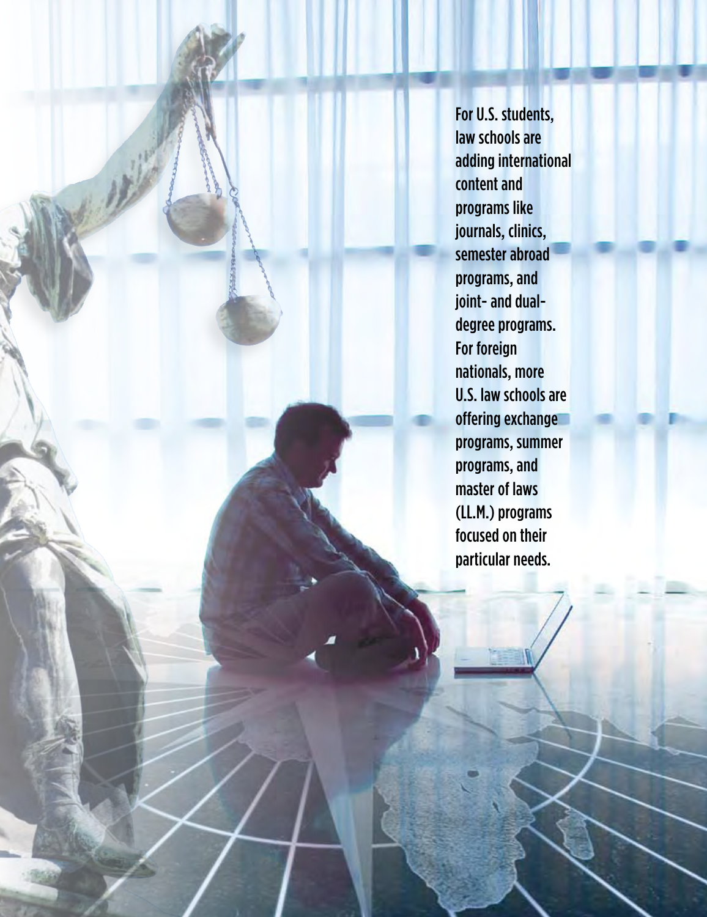For U.S. students, law schools are adding international content and programs like journals, clinics, semester abroad programs, and joint- and dual-degree programs. For foreign nationals, more U.S. law schools are offering exchange programs, summer programs, and master of laws (LL.M.) programs focused on their particular needs.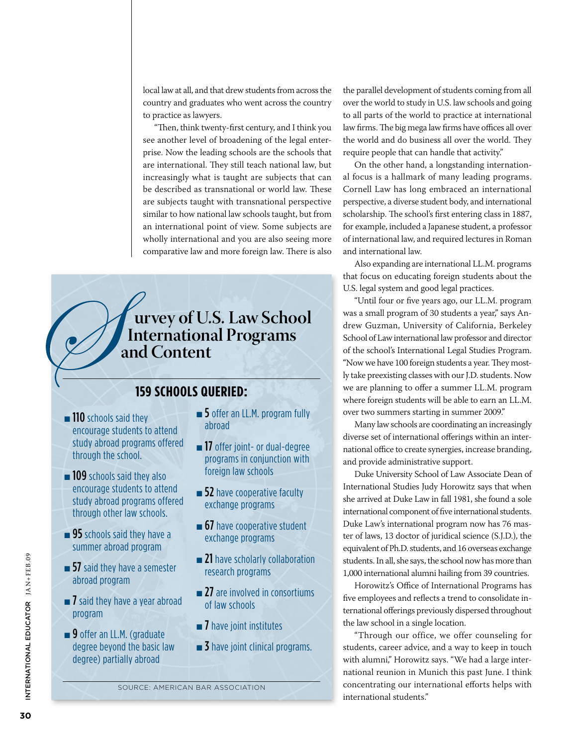local law at all, and that drew students from across the country and graduates who went across the country to practice as lawyers.

"Then, think twenty-first century, and I think you see another level of broadening of the legal enterprise. Now the leading schools are the schools that are international. They still teach national law, but increasingly what is taught are subjects that can be described as transnational or world law. These are subjects taught with transnational perspective similar to how national law schools taught, but from an international point of view. Some subjects are wholly international and you are also seeing more comparative law and more foreign law. There is also the parallel development of students coming from all over the world to study in U.S. law schools and going to all parts of the world to practice at international law firms. The big mega law firms have offices all over the world and do business all over the world. They require people that can handle that activity."

On the other hand, a longstanding international focus is a hallmark of many leading programs. Cornell Law has long embraced an international perspective, a diverse student body, and international scholarship. The school's first entering class in 1887, for example, included a Japanese student, a professor of international law, and required lectures in Roman and international law.

Also expanding are international LL.M. programs that focus on educating foreign students about the U.S. legal system and good legal practices.

"Until four or five years ago, our LL.M. program was a small program of 30 students a year," says Andrew Guzman, University of California, Berkeley School of Law international law professor and director of the school's International Legal Studies Program. "Now we have 100 foreign students a year. They mostly take preexisting classes with our J.D. students. Now we are planning to offer a summer LL.M. program where foreign students will be able to earn an LL.M. over two summers starting in summer 2009."

Many law schools are coordinating an increasingly diverse set of international offerings within an international office to create synergies, increase branding, and provide administrative support.

Duke University School of Law Associate Dean of International Studies Judy Horowitz says that when she arrived at Duke Law in fall 1981, she found a sole international component of five international students. Duke Law's international program now has 76 master of laws, 13 doctor of juridical science (S.J.D.), the equivalent of Ph.D. students, and 16 overseas exchange students. In all, she says, the school now has more than 1,000 international alumni hailing from 39 countries.

Horowitz's Office of International Programs has five employees and reflects a trend to consolidate international offerings previously dispersed throughout the law school in a single location.

"Through our office, we offer counseling for students, career advice, and a way to keep in touch with alumni," Horowitz says. "We had a large international reunion in Munich this past June. I think concentrating our international efforts helps with international students."

## Survey of U.S. Law School International Programs and Content

### 159 SCHOOLS QUERIED:

- **110** schools said they encourage students to attend study abroad programs offered through the school.
- **109** schools said they also encourage students to attend study abroad programs offered through other law schools.
- **95** schools said they have a summer abroad program
- **57** said they have a semester abroad program
- **7** said they have a year abroad program
- **9** offer an LL.M. (graduate degree beyond the basic law degree) partially abroad
- **5** offer an LL.M. program fully abroad
- **17** offer joint- or dual-degree programs in conjunction with foreign law schools
- **52** have cooperative faculty exchange programs
- **67** have cooperative student exchange programs
- **21** have scholarly collaboration research programs
- **27** are involved in consortiums of law schools
- **7** have joint institutes
- **3** have joint clinical programs.

SOURCE: AMERICAN BAR ASSOCIATION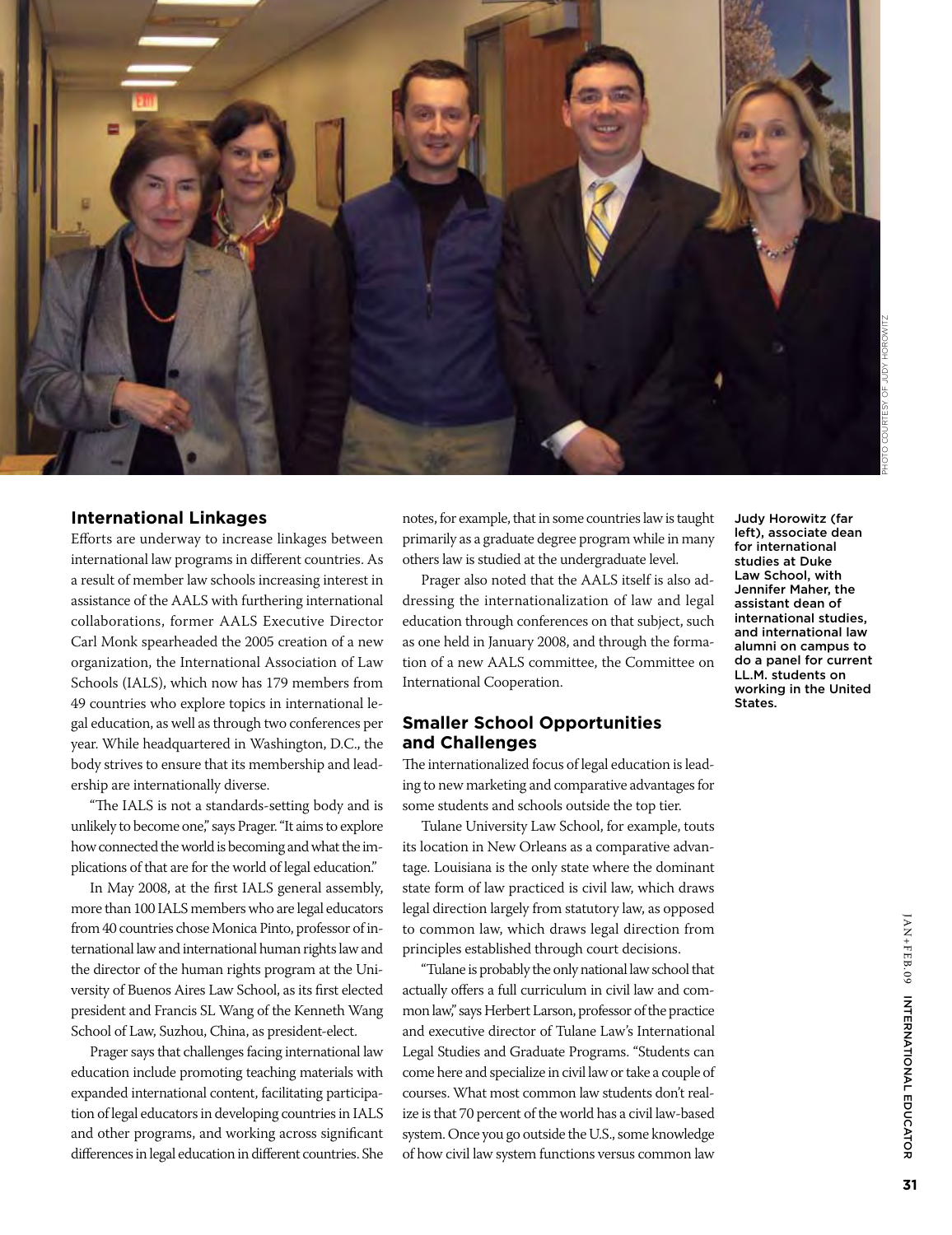Judy Horowitz (far left), associate dean for international studies at Duke Law School, with Jennifer Maher, the assistant dean of international studies, and international law alumni on campus to do a panel for current LL.M. students on working in the United States.

PHOTO COURTESY OF JUDY HOROWITZ

## International Linkages

Efforts are underway to increase linkages between international law programs in different countries. As a result of member law schools increasing interest in assistance of the AALS with furthering international collaborations, former AALS Executive Director Carl Monk spearheaded the 2005 creation of a new organization, the International Association of Law Schools (IALS), which now has 179 members from 49 countries who explore topics in international legal education, as well as through two conferences per year. While headquartered in Washington, D.C., the body strives to ensure that its membership and leadership are internationally diverse.

"The IALS is not a standards-setting body and is unlikely to become one," says Prager. "It aims to explore how connected the world is becoming and what the implications of that are for the world of legal education."

In May 2008, at the first IALS general assembly, more than 100 IALS members who are legal educators from 40 countries chose Monica Pinto, professor of international law and international human rights law and the director of the human rights program at the University of Buenos Aires Law School, as its first elected president and Francis SL Wang of the Kenneth Wang School of Law, Suzhou, China, as president-elect.

Prager says that challenges facing international law education include promoting teaching materials with expanded international content, facilitating participation of legal educators in developing countries in IALS and other programs, and working across significant differences in legal education in different countries. She notes, for example, that in some countries law is taught primarily as a graduate degree program while in many others law is studied at the undergraduate level.

Prager also noted that the AALS itself is also addressing the internationalization of law and legal education through conferences on that subject, such as one held in January 2008, and through the formation of a new AALS committee, the Committee on International Cooperation.

## Smaller School Opportunities and Challenges

The internationalized focus of legal education is leading to new marketing and comparative advantages for some students and schools outside the top tier.

Tulane University Law School, for example, touts its location in New Orleans as a comparative advantage. Louisiana is the only state where the dominant state form of law practiced is civil law, which draws legal direction largely from statutory law, as opposed to common law, which draws legal direction from principles established through court decisions.

"Tulane is probably the only national law school that actually offers a full curriculum in civil law and common law," says Herbert Larson, professor of the practice and executive director of Tulane Law's International Legal Studies and Graduate Programs. "Students can come here and specialize in civil law or take a couple of courses. What most common law students don't realize is that 70 percent of the world has a civil law-based system. Once you go outside the U.S., some knowledge of how civil law system functions versus common law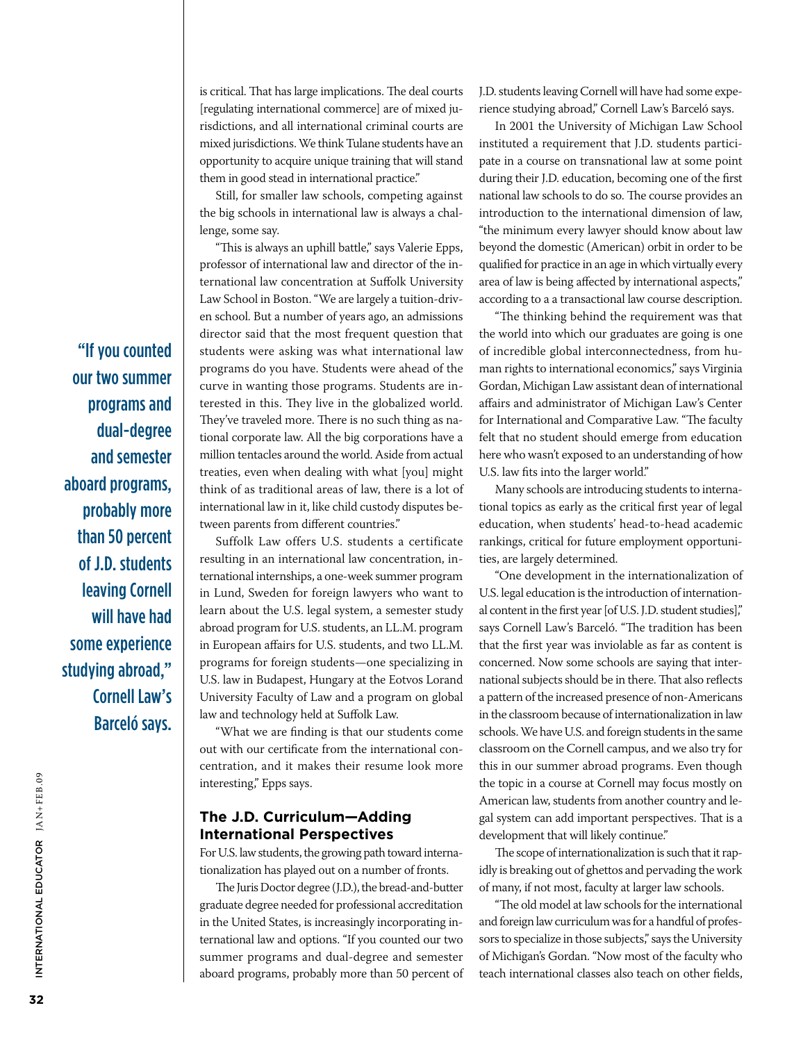is critical. That has large implications. The deal courts [regulating international commerce] are of mixed jurisdictions, and all international criminal courts are mixed jurisdictions. We think Tulane students have an opportunity to acquire unique training that will stand them in good stead in international practice."

Still, for smaller law schools, competing against the big schools in international law is always a challenge, some say.

"This is always an uphill battle," says Valerie Epps, professor of international law and director of the international law concentration at Suffolk University Law School in Boston. "We are largely a tuition-driven school. But a number of years ago, an admissions director said that the most frequent question that students were asking was what international law programs do you have. Students were ahead of the curve in wanting those programs. Students are interested in this. They live in the globalized world. They've traveled more. There is no such thing as national corporate law. All the big corporations have a million tentacles around the world. Aside from actual treaties, even when dealing with what [you] might think of as traditional areas of law, there is a lot of international law in it, like child custody disputes between parents from different countries."

Suffolk Law offers U.S. students a certificate resulting in an international law concentration, international internships, a one-week summer program in Lund, Sweden for foreign lawyers who want to learn about the U.S. legal system, a semester study abroad program for U.S. students, an LL.M. program in European affairs for U.S. students, and two LL.M. programs for foreign students—one specializing in U.S. law in Budapest, Hungary at the Eotvos Lorand University Faculty of Law and a program on global law and technology held at Suffolk Law.

"What we are finding is that our students come out with our certificate from the international concentration, and it makes their resume look more interesting," Epps says.

## The J.D. Curriculum—Adding International Perspectives

For U.S. law students, the growing path toward internationalization has played out on a number of fronts.

The Juris Doctor degree (J.D.), the bread-and-butter graduate degree needed for professional accreditation in the United States, is increasingly incorporating international law and options. "If you counted our two summer programs and dual-degree and semester aboard programs, probably more than 50 percent of J.D. students leaving Cornell will have had some experience studying abroad," Cornell Law's Barceló says.

> "If you counted our two summer programs and dual-degree and semester aboard programs, probably more than 50 percent of J.D. students leaving Cornell will have had some experience studying abroad," Cornell Law's Barceló says.

In 2001 the University of Michigan Law School instituted a requirement that J.D. students participate in a course on transnational law at some point during their J.D. education, becoming one of the first national law schools to do so. The course provides an introduction to the international dimension of law, "the minimum every lawyer should know about law beyond the domestic (American) orbit in order to be qualified for practice in an age in which virtually every area of law is being affected by international aspects," according to a a transactional law course description.

"The thinking behind the requirement was that the world into which our graduates are going is one of incredible global interconnectedness, from human rights to international economics," says Virginia Gordan, Michigan Law assistant dean of international affairs and administrator of Michigan Law's Center for International and Comparative Law. "The faculty felt that no student should emerge from education here who wasn't exposed to an understanding of how U.S. law fits into the larger world."

Many schools are introducing students to international topics as early as the critical first year of legal education, when students' head-to-head academic rankings, critical for future employment opportunities, are largely determined.

"One development in the internationalization of U.S. legal education is the introduction of international content in the first year [of U.S. J.D. student studies]," says Cornell Law's Barceló. "The tradition has been that the first year was inviolable as far as content is concerned. Now some schools are saying that international subjects should be in there. That also reflects a pattern of the increased presence of non-Americans in the classroom because of internationalization in law schools. We have U.S. and foreign students in the same classroom on the Cornell campus, and we also try for this in our summer abroad programs. Even though the topic in a course at Cornell may focus mostly on American law, students from another country and legal system can add important perspectives. That is a development that will likely continue."

The scope of internationalization is such that it rapidly is breaking out of ghettos and pervading the work of many, if not most, faculty at larger law schools.

"The old model at law schools for the international and foreign law curriculum was for a handful of professors to specialize in those subjects," says the University of Michigan's Gordan. "Now most of the faculty who teach international classes also teach on other fields,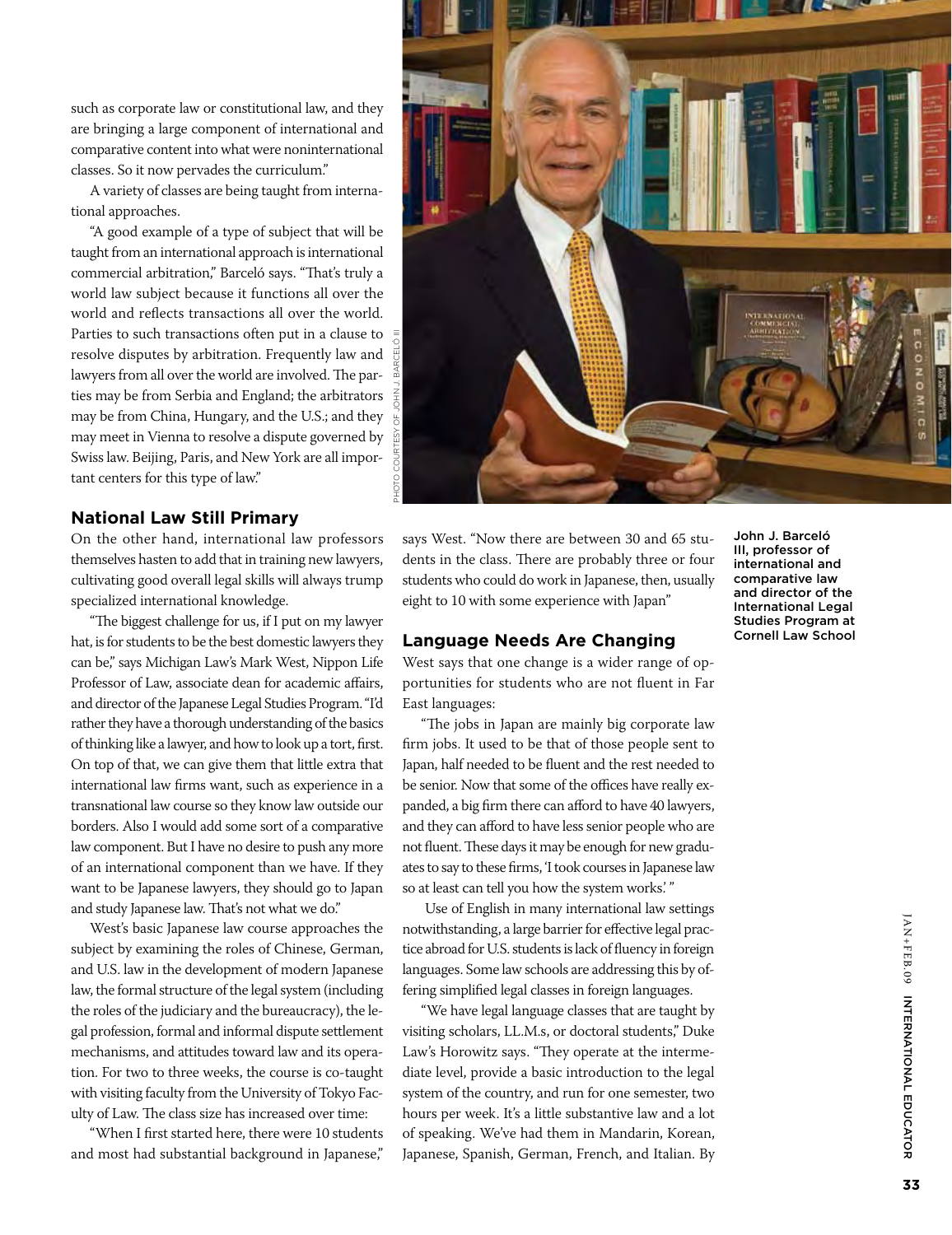such as corporate law or constitutional law, and they are bringing a large component of international and comparative content into what were noninternational classes. So it now pervades the curriculum."

A variety of classes are being taught from international approaches.

"A good example of a type of subject that will be taught from an international approach is international commercial arbitration," Barceló says. "That's truly a world law subject because it functions all over the world and reflects transactions all over the world. Parties to such transactions often put in a clause to resolve disputes by arbitration. Frequently law and lawyers from all over the world are involved. The parties may be from Serbia and England; the arbitrators may be from China, Hungary, and the U.S.; and they may meet in Vienna to resolve a dispute governed by Swiss law. Beijing, Paris, and New York are all important centers for this type of law."

## National Law Still Primary

On the other hand, international law professors themselves hasten to add that in training new lawyers, cultivating good overall legal skills will always trump specialized international knowledge.

"The biggest challenge for us, if I put on my lawyer hat, is for students to be the best domestic lawyers they can be," says Michigan Law's Mark West, Nippon Life Professor of Law, associate dean for academic affairs, and director of the Japanese Legal Studies Program. "I'd rather they have a thorough understanding of the basics of thinking like a lawyer, and how to look up a tort, first. On top of that, we can give them that little extra that international law firms want, such as experience in a transnational law course so they know law outside our borders. Also I would add some sort of a comparative law component. But I have no desire to push any more of an international component than we have. If they want to be Japanese lawyers, they should go to Japan and study Japanese law. That's not what we do."

West's basic Japanese law course approaches the subject by examining the roles of Chinese, German, and U.S. law in the development of modern Japanese law, the formal structure of the legal system (including the roles of the judiciary and the bureaucracy), the legal profession, formal and informal dispute settlement mechanisms, and attitudes toward law and its operation. For two to three weeks, the course is co-taught with visiting faculty from the University of Tokyo Faculty of Law. The class size has increased over time:

"When I first started here, there were 10 students and most had substantial background in Japanese," says West. "Now there are between 30 and 65 students in the class. There are probably three or four students who could do work in Japanese, then, usually eight to 10 with some experience with Japan."

PHOTO COURTESY OF JOHN J. BARCELÓ III

John J. Barceló III, professor of international and comparative law and director of the International Legal Studies Program at Cornell Law School

## Language Needs Are Changing

West says that one change is a wider range of opportunities for students who are not fluent in Far East languages:

"The jobs in Japan are mainly big corporate law firm jobs. It used to be that of those people sent to Japan, half needed to be fluent and the rest needed to be senior. Now that some of the offices have really expanded, a big firm there can afford to have 40 lawyers, and they can afford to have less senior people who are not fluent. These days it may be enough for new graduates to say to these firms, 'I took courses in Japanese law so at least can tell you how the system works.' "

Use of English in many international law settings notwithstanding, a large barrier for effective legal practice abroad for U.S. students is lack of fluency in foreign languages. Some law schools are addressing this by offering simplified legal classes in foreign languages.

"We have legal language classes that are taught by visiting scholars, LL.M.s, or doctoral students," Duke Law's Horowitz says. "They operate at the intermediate level, provide a basic introduction to the legal system of the country, and run for one semester, two hours per week. It's a little substantive law and a lot of speaking. We've had them in Mandarin, Korean, Japanese, Spanish, German, French, and Italian. By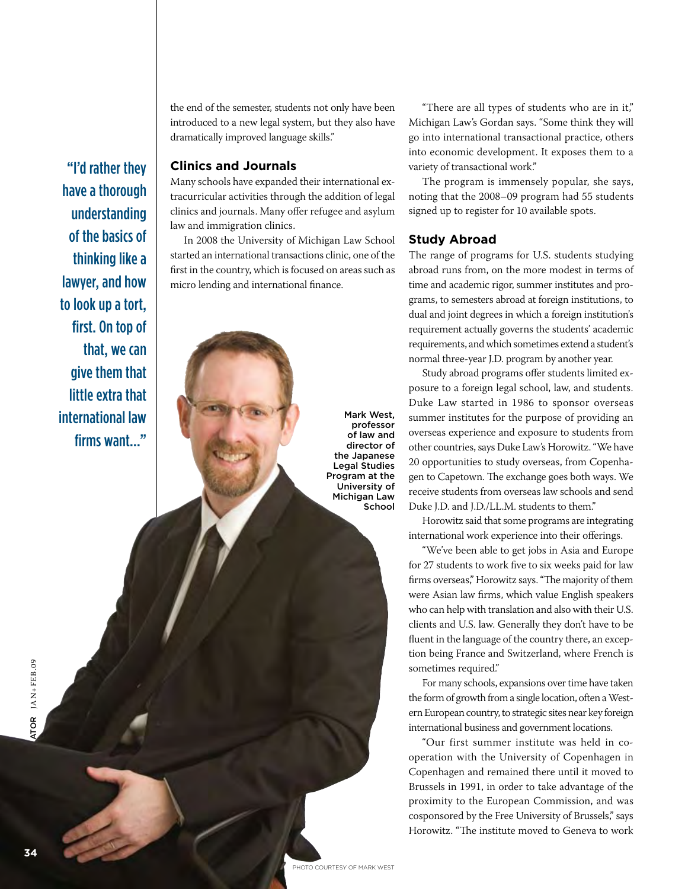the end of the semester, students not only have been introduced to a new legal system, but they also have dramatically improved language skills."

> "I'd rather they have a thorough understanding of the basics of thinking like a lawyer, and how to look up a tort, first. On top of that, we can give them that little extra that international law firms want..."

## Clinics and Journals

Many schools have expanded their international extracurricular activities through the addition of legal clinics and journals. Many offer refugee and asylum law and immigration clinics.

In 2008 the University of Michigan Law School started an international transactions clinic, one of the first in the country, which is focused on areas such as micro lending and international finance.

Mark West, professor of law and director of the Japanese Legal Studies Program at the University of Michigan Law School

PHOTO COURTESY OF MARK WEST

"There are all types of students who are in it," Michigan Law's Gordan says. "Some think they will go into international transactional practice, others into economic development. It exposes them to a variety of transactional work."

The program is immensely popular, she says, noting that the 2008–09 program had 55 students signed up to register for 10 available spots.

## Study Abroad

The range of programs for U.S. students studying abroad runs from, on the more modest in terms of time and academic rigor, summer institutes and programs, to semesters abroad at foreign institutions, to dual and joint degrees in which a foreign institution's requirement actually governs the students' academic requirements, and which sometimes extend a student's normal three-year J.D. program by another year.

Study abroad programs offer students limited exposure to a foreign legal school, law, and students. Duke Law started in 1986 to sponsor overseas summer institutes for the purpose of providing an overseas experience and exposure to students from other countries, says Duke Law's Horowitz. "We have 20 opportunities to study overseas, from Copenhagen to Capetown. The exchange goes both ways. We receive students from overseas law schools and send Duke J.D. and J.D./LL.M. students to them."

Horowitz said that some programs are integrating international work experience into their offerings.

"We've been able to get jobs in Asia and Europe for 27 students to work five to six weeks paid for law firms overseas," Horowitz says. "The majority of them were Asian law firms, which value English speakers who can help with translation and also with their U.S. clients and U.S. law. Generally they don't have to be fluent in the language of the country there, an exception being France and Switzerland, where French is sometimes required."

For many schools, expansions over time have taken the form of growth from a single location, often a Western European country, to strategic sites near key foreign international business and government locations.

"Our first summer institute was held in cooperation with the University of Copenhagen in Copenhagen and remained there until it moved to Brussels in 1991, in order to take advantage of the proximity to the European Commission, and was cosponsored by the Free University of Brussels," says Horowitz. "The institute moved to Geneva to work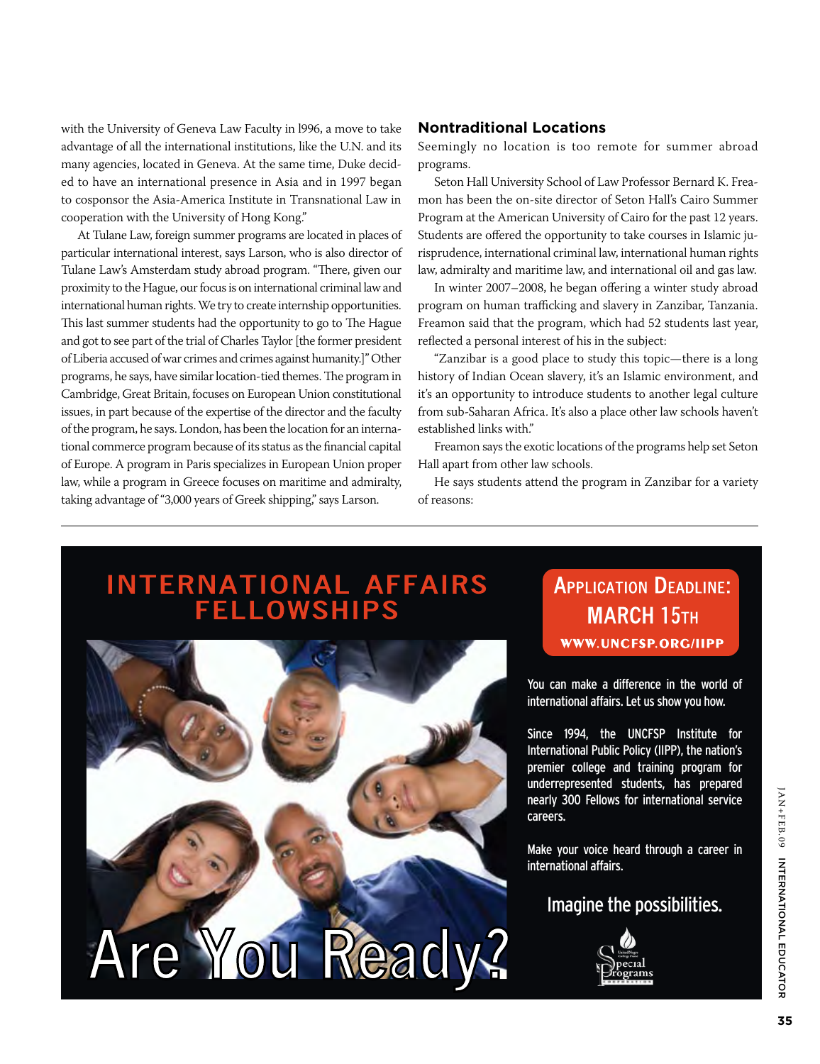with the University of Geneva Law Faculty in 1996, a move to take advantage of all the international institutions, like the U.N. and its many agencies, located in Geneva. At the same time, Duke decided to have an international presence in Asia and in 1997 began to cosponsor the Asia-America Institute in Transnational Law in cooperation with the University of Hong Kong."

At Tulane Law, foreign summer programs are located in places of particular international interest, says Larson, who is also director of Tulane Law's Amsterdam study abroad program. "There, given our proximity to the Hague, our focus is on international criminal law and international human rights. We try to create internship opportunities. This last summer students had the opportunity to go to The Hague and got to see part of the trial of Charles Taylor [the former president of Liberia accused of war crimes and crimes against humanity.]" Other programs, he says, have similar location-tied themes. The program in Cambridge, Great Britain, focuses on European Union constitutional issues, in part because of the expertise of the director and the faculty of the program, he says. London, has been the location for an international commerce program because of its status as the financial capital of Europe. A program in Paris specializes in European Union proper law, while a program in Greece focuses on maritime and admiralty, taking advantage of "3,000 years of Greek shipping," says Larson.

### Nontraditional Locations

Seemingly no location is too remote for summer abroad programs.

Seton Hall University School of Law Professor Bernard K. Freamon has been the on-site director of Seton Hall's Cairo Summer Program at the American University of Cairo for the past 12 years. Students are offered the opportunity to take courses in Islamic jurisprudence, international criminal law, international human rights law, admiralty and maritime law, and international oil and gas law.

In winter 2007–2008, he began offering a winter study abroad program on human trafficking and slavery in Zanzibar, Tanzania. Freamon said that the program, which had 52 students last year, reflected a personal interest of his in the subject:

"Zanzibar is a good place to study this topic—there is a long history of Indian Ocean slavery, it's an Islamic environment, and it's an opportunity to introduce students to another legal culture from sub-Saharan Africa. It's also a place other law schools haven't established links with."

Freamon says the exotic locations of the programs help set Seton Hall apart from other law schools.

He says students attend the program in Zanzibar for a variety of reasons:

---

## INTERNATIONAL AFFAIRS FELLOWSHIPS

Are You Ready?

**Application Deadline: March 15th**
WWW.UNCFSP.ORG/IIPP

You can make a difference in the world of international affairs. Let us show you how.

Since 1994, the UNCFSP Institute for International Public Policy (IIPP), the nation's premier college and training program for underrepresented students, has prepared nearly 300 Fellows for international service careers.

Make your voice heard through a career in international affairs.

Imagine the possibilities.

Special Programs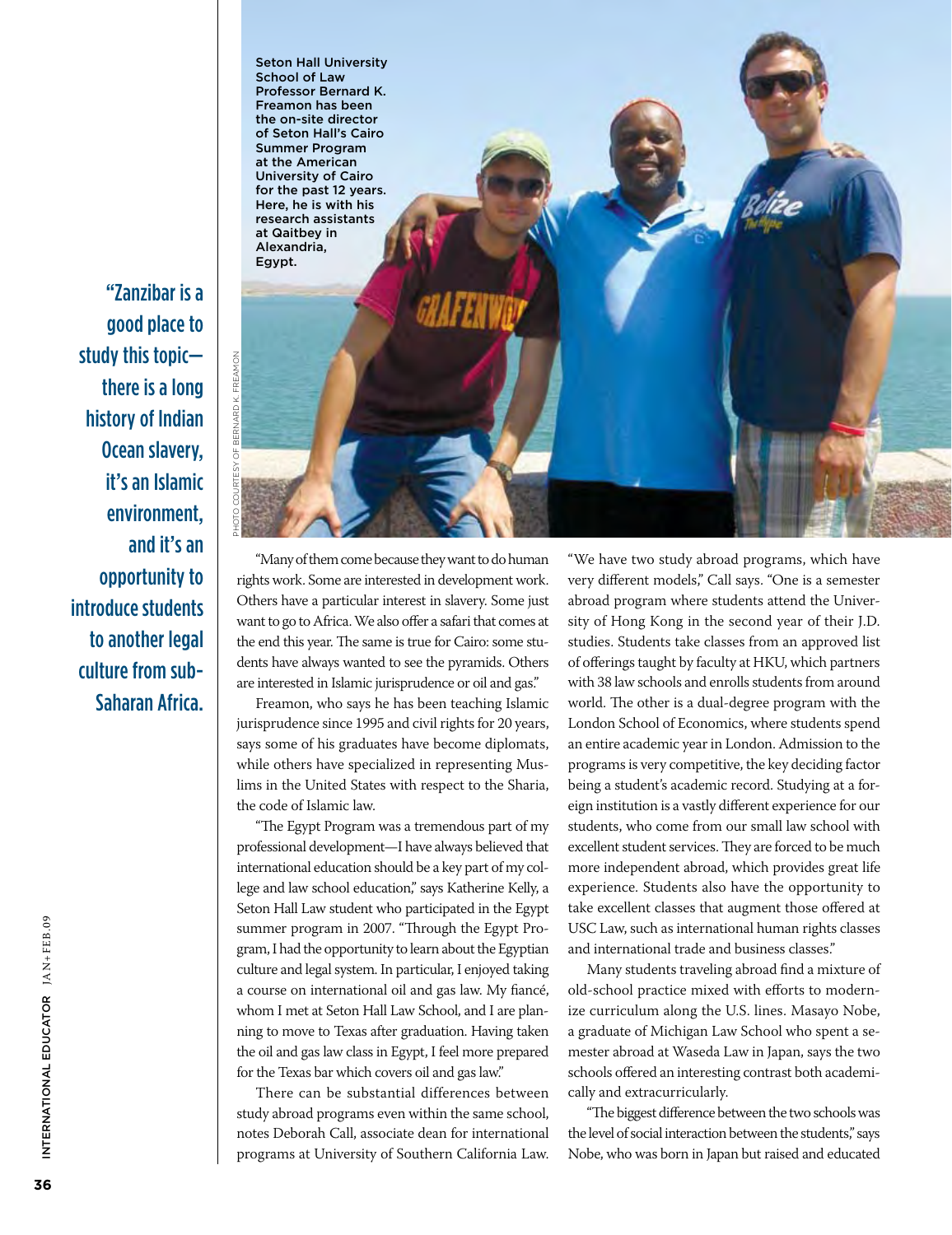Seton Hall University School of Law Professor Bernard K. Freamon has been the on-site director of Seton Hall's Cairo Summer Program at the American University of Cairo for the past 12 years. Here, he is with his research assistants at Qaitbey in Alexandria, Egypt.

PHOTO COURTESY OF BERNARD K. FREAMON

> "Zanzibar is a good place to study this topic—there is a long history of Indian Ocean slavery, it's an Islamic environment, and it's an opportunity to introduce students to another legal culture from sub-Saharan Africa.

"Many of them come because they want to do human rights work. Some are interested in development work. Others have a particular interest in slavery. Some just want to go to Africa. We also offer a safari that comes at the end this year. The same is true for Cairo: some students have always wanted to see the pyramids. Others are interested in Islamic jurisprudence or oil and gas."

Freamon, who says he has been teaching Islamic jurisprudence since 1995 and civil rights for 20 years, says some of his graduates have become diplomats, while others have specialized in representing Muslims in the United States with respect to the Sharia, the code of Islamic law.

"The Egypt Program was a tremendous part of my professional development—I have always believed that international education should be a key part of my college and law school education," says Katherine Kelly, a Seton Hall Law student who participated in the Egypt summer program in 2007. "Through the Egypt Program, I had the opportunity to learn about the Egyptian culture and legal system. In particular, I enjoyed taking a course on international oil and gas law. My fiancé, whom I met at Seton Hall Law School, and I are planning to move to Texas after graduation. Having taken the oil and gas law class in Egypt, I feel more prepared for the Texas bar which covers oil and gas law."

There can be substantial differences between study abroad programs even within the same school, notes Deborah Call, associate dean for international programs at University of Southern California Law. "We have two study abroad programs, which have very different models," Call says. "One is a semester abroad program where students attend the University of Hong Kong in the second year of their J.D. studies. Students take classes from an approved list of offerings taught by faculty at HKU, which partners with 38 law schools and enrolls students from around world. The other is a dual-degree program with the London School of Economics, where students spend an entire academic year in London. Admission to the programs is very competitive, the key deciding factor being a student's academic record. Studying at a foreign institution is a vastly different experience for our students, who come from our small law school with excellent student services. They are forced to be much more independent abroad, which provides great life experience. Students also have the opportunity to take excellent classes that augment those offered at USC Law, such as international human rights classes and international trade and business classes."

Many students traveling abroad find a mixture of old-school practice mixed with efforts to modernize curriculum along the U.S. lines. Masayo Nobe, a graduate of Michigan Law School who spent a semester abroad at Waseda Law in Japan, says the two schools offered an interesting contrast both academically and extracurricularly.

"The biggest difference between the two schools was the level of social interaction between the students," says Nobe, who was born in Japan but raised and educated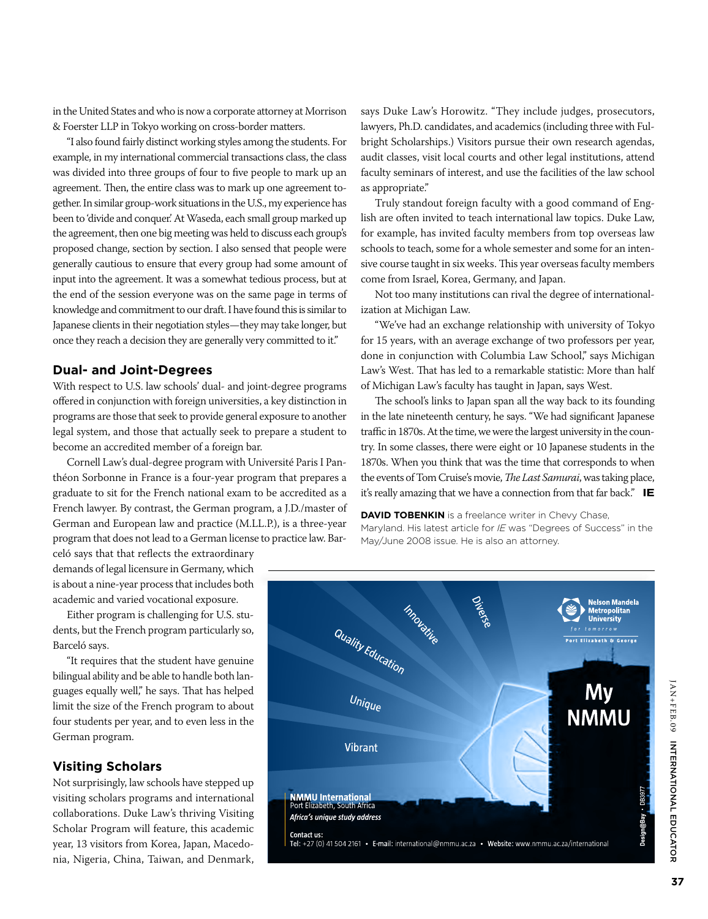in the United States and who is now a corporate attorney at Morrison & Foerster LLP in Tokyo working on cross-border matters.

"I also found fairly distinct working styles among the students. For example, in my international commercial transactions class, the class was divided into three groups of four to five people to mark up an agreement. Then, the entire class was to mark up one agreement together. In similar group-work situations in the U.S., my experience has been to 'divide and conquer.' At Waseda, each small group marked up the agreement, then one big meeting was held to discuss each group's proposed change, section by section. I also sensed that people were generally cautious to ensure that every group had some amount of input into the agreement. It was a somewhat tedious process, but at the end of the session everyone was on the same page in terms of knowledge and commitment to our draft. I have found this is similar to Japanese clients in their negotiation styles—they may take longer, but once they reach a decision they are generally very committed to it."

## Dual- and Joint-Degrees

With respect to U.S. law schools' dual- and joint-degree programs offered in conjunction with foreign universities, a key distinction in programs are those that seek to provide general exposure to another legal system, and those that actually seek to prepare a student to become an accredited member of a foreign bar.

Cornell Law's dual-degree program with Université Paris I Panthéon Sorbonne in France is a four-year program that prepares a graduate to sit for the French national exam to be accredited as a French lawyer. By contrast, the German program, a J.D./master of German and European law and practice (M.LL.P.), is a three-year program that does not lead to a German license to practice law. Barceló says that that reflects the extraordinary demands of legal licensure in Germany, which is about a nine-year process that includes both academic and varied vocational exposure.

Either program is challenging for U.S. students, but the French program particularly so, Barceló says.

"It requires that the student have genuine bilingual ability and be able to handle both languages equally well," he says. That has helped limit the size of the French program to about four students per year, and to even less in the German program.

## Visiting Scholars

Not surprisingly, law schools have stepped up visiting scholars programs and international collaborations. Duke Law's thriving Visiting Scholar Program will feature, this academic year, 13 visitors from Korea, Japan, Macedonia, Nigeria, China, Taiwan, and Denmark, says Duke Law's Horowitz. "They include judges, prosecutors, lawyers, Ph.D. candidates, and academics (including three with Fulbright Scholarships.) Visitors pursue their own research agendas, audit classes, visit local courts and other legal institutions, attend faculty seminars of interest, and use the facilities of the law school as appropriate."

Truly standout foreign faculty with a good command of English are often invited to teach international law topics. Duke Law, for example, has invited faculty members from top overseas law schools to teach, some for a whole semester and some for an intensive course taught in six weeks. This year overseas faculty members come from Israel, Korea, Germany, and Japan.

Not too many institutions can rival the degree of internationalization at Michigan Law.

"We've had an exchange relationship with university of Tokyo for 15 years, with an average exchange of two professors per year, done in conjunction with Columbia Law School," says Michigan Law's West. That has led to a remarkable statistic: More than half of Michigan Law's faculty has taught in Japan, says West.

The school's links to Japan span all the way back to its founding in the late nineteenth century, he says. "We had significant Japanese traffic in 1870s. At the time, we were the largest university in the country. In some classes, there were eight or 10 Japanese students in the 1870s. When you think that was the time that corresponds to when the events of Tom Cruise's movie, *The Last Samurai*, was taking place, it's really amazing that we have a connection from that far back." **IE**

**DAVID TOBENKIN** is a freelance writer in Chevy Chase, Maryland. His latest article for *IE* was "Degrees of Success" in the May/June 2008 issue. He is also an attorney.

Innovative
Diverse
Quality Education
Unique
Vibrant

Nelson Mandela Metropolitan University
for tomorrow
Port Elizabeth & George

My NMMU

**NMMU International**
Port Elizabeth, South Africa
*Africa's unique study address*

Contact us:
Tel: +27 (0) 41 504 2161 • E-mail: international@nmmu.ac.za • Website: www.nmmu.ac.za/international

Design@Bay • DB3977